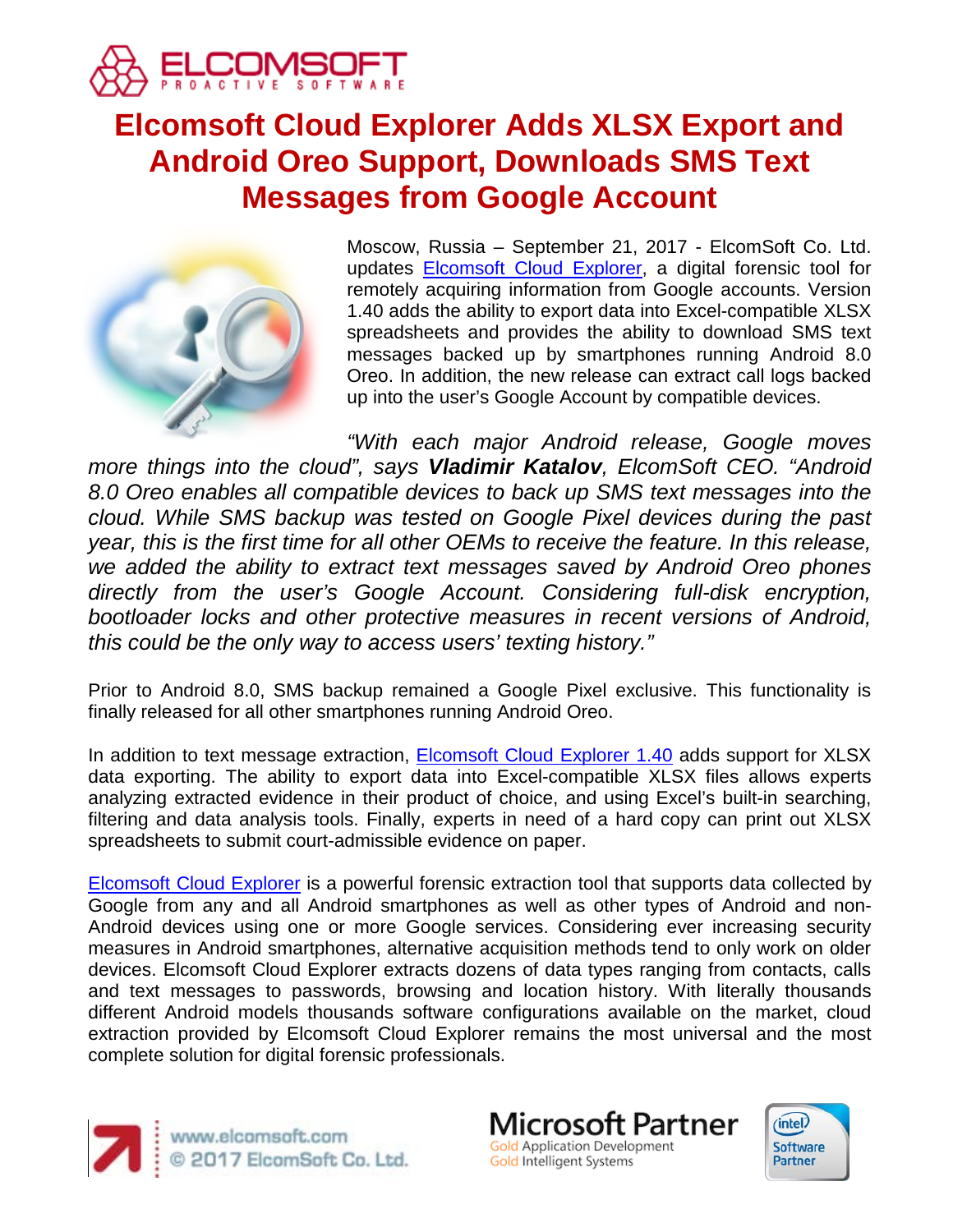# Elcomsoft Cloud Explorer Adds XLSX Export and Android Oreo Support, Downloads SMS Text Messages from Google Account

Moscow, Russia – September 21, 2017 - ElcomSoft Co. Ltd. updates [Elcomsoft Cloud Explorer](), a digital forensic tool for remotely acquiring information from Google accounts. Version 1.40 adds the ability to export data into Excel-compatible XLSX spreadsheets and provides the ability to download SMS text messages backed up by smartphones running Android 8.0 Oreo. In addition, the new release can extract call logs backed up into the user's Google Account by compatible devices.

*"With each major Android release, Google moves more things into the cloud", says **Vladimir Katalov**, ElcomSoft CEO. "Android 8.0 Oreo enables all compatible devices to back up SMS text messages into the cloud. While SMS backup was tested on Google Pixel devices during the past year, this is the first time for all other OEMs to receive the feature. In this release, we added the ability to extract text messages saved by Android Oreo phones directly from the user's Google Account. Considering full-disk encryption, bootloader locks and other protective measures in recent versions of Android, this could be the only way to access users' texting history."*

Prior to Android 8.0, SMS backup remained a Google Pixel exclusive. This functionality is finally released for all other smartphones running Android Oreo.

In addition to text message extraction, [Elcomsoft Cloud Explorer 1.40]() adds support for XLSX data exporting. The ability to export data into Excel-compatible XLSX files allows experts analyzing extracted evidence in their product of choice, and using Excel's built-in searching, filtering and data analysis tools. Finally, experts in need of a hard copy can print out XLSX spreadsheets to submit court-admissible evidence on paper.

[Elcomsoft Cloud Explorer]() is a powerful forensic extraction tool that supports data collected by Google from any and all Android smartphones as well as other types of Android and non-Android devices using one or more Google services. Considering ever increasing security measures in Android smartphones, alternative acquisition methods tend to only work on older devices. Elcomsoft Cloud Explorer extracts dozens of data types ranging from contacts, calls and text messages to passwords, browsing and location history. With literally thousands different Android models thousands software configurations available on the market, cloud extraction provided by Elcomsoft Cloud Explorer remains the most universal and the most complete solution for digital forensic professionals.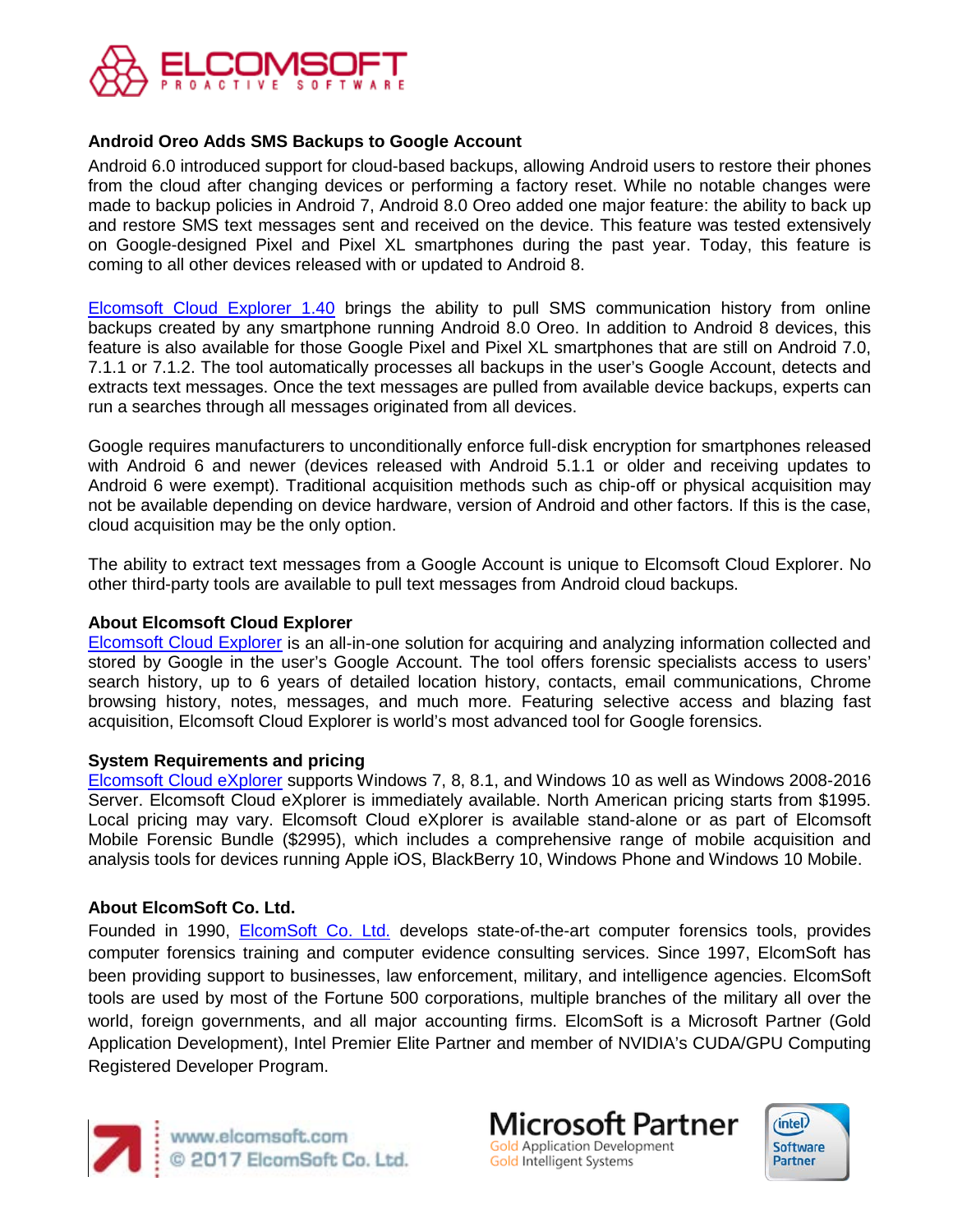### Android Oreo Adds SMS Backups to Google Account

Android 6.0 introduced support for cloud-based backups, allowing Android users to restore their phones from the cloud after changing devices or performing a factory reset. While no notable changes were made to backup policies in Android 7, Android 8.0 Oreo added one major feature: the ability to back up and restore SMS text messages sent and received on the device. This feature was tested extensively on Google-designed Pixel and Pixel XL smartphones during the past year. Today, this feature is coming to all other devices released with or updated to Android 8.

Elcomsoft Cloud Explorer 1.40 brings the ability to pull SMS communication history from online backups created by any smartphone running Android 8.0 Oreo. In addition to Android 8 devices, this feature is also available for those Google Pixel and Pixel XL smartphones that are still on Android 7.0, 7.1.1 or 7.1.2. The tool automatically processes all backups in the user's Google Account, detects and extracts text messages. Once the text messages are pulled from available device backups, experts can run a searches through all messages originated from all devices.

Google requires manufacturers to unconditionally enforce full-disk encryption for smartphones released with Android 6 and newer (devices released with Android 5.1.1 or older and receiving updates to Android 6 were exempt). Traditional acquisition methods such as chip-off or physical acquisition may not be available depending on device hardware, version of Android and other factors. If this is the case, cloud acquisition may be the only option.

The ability to extract text messages from a Google Account is unique to Elcomsoft Cloud Explorer. No other third-party tools are available to pull text messages from Android cloud backups.

### About Elcomsoft Cloud Explorer

Elcomsoft Cloud Explorer is an all-in-one solution for acquiring and analyzing information collected and stored by Google in the user's Google Account. The tool offers forensic specialists access to users' search history, up to 6 years of detailed location history, contacts, email communications, Chrome browsing history, notes, messages, and much more. Featuring selective access and blazing fast acquisition, Elcomsoft Cloud Explorer is world's most advanced tool for Google forensics.

### System Requirements and pricing

Elcomsoft Cloud eXplorer supports Windows 7, 8, 8.1, and Windows 10 as well as Windows 2008-2016 Server. Elcomsoft Cloud eXplorer is immediately available. North American pricing starts from $1995. Local pricing may vary. Elcomsoft Cloud eXplorer is available stand-alone or as part of Elcomsoft Mobile Forensic Bundle ($2995), which includes a comprehensive range of mobile acquisition and analysis tools for devices running Apple iOS, BlackBerry 10, Windows Phone and Windows 10 Mobile.

### About ElcomSoft Co. Ltd.

Founded in 1990, ElcomSoft Co. Ltd. develops state-of-the-art computer forensics tools, provides computer forensics training and computer evidence consulting services. Since 1997, ElcomSoft has been providing support to businesses, law enforcement, military, and intelligence agencies. ElcomSoft tools are used by most of the Fortune 500 corporations, multiple branches of the military all over the world, foreign governments, and all major accounting firms. ElcomSoft is a Microsoft Partner (Gold Application Development), Intel Premier Elite Partner and member of NVIDIA's CUDA/GPU Computing Registered Developer Program.

www.elcomsoft.com
© 2017 ElcomSoft Co. Ltd.

Microsoft Partner
Gold Application Development
Gold Intelligent Systems

intel Software Partner